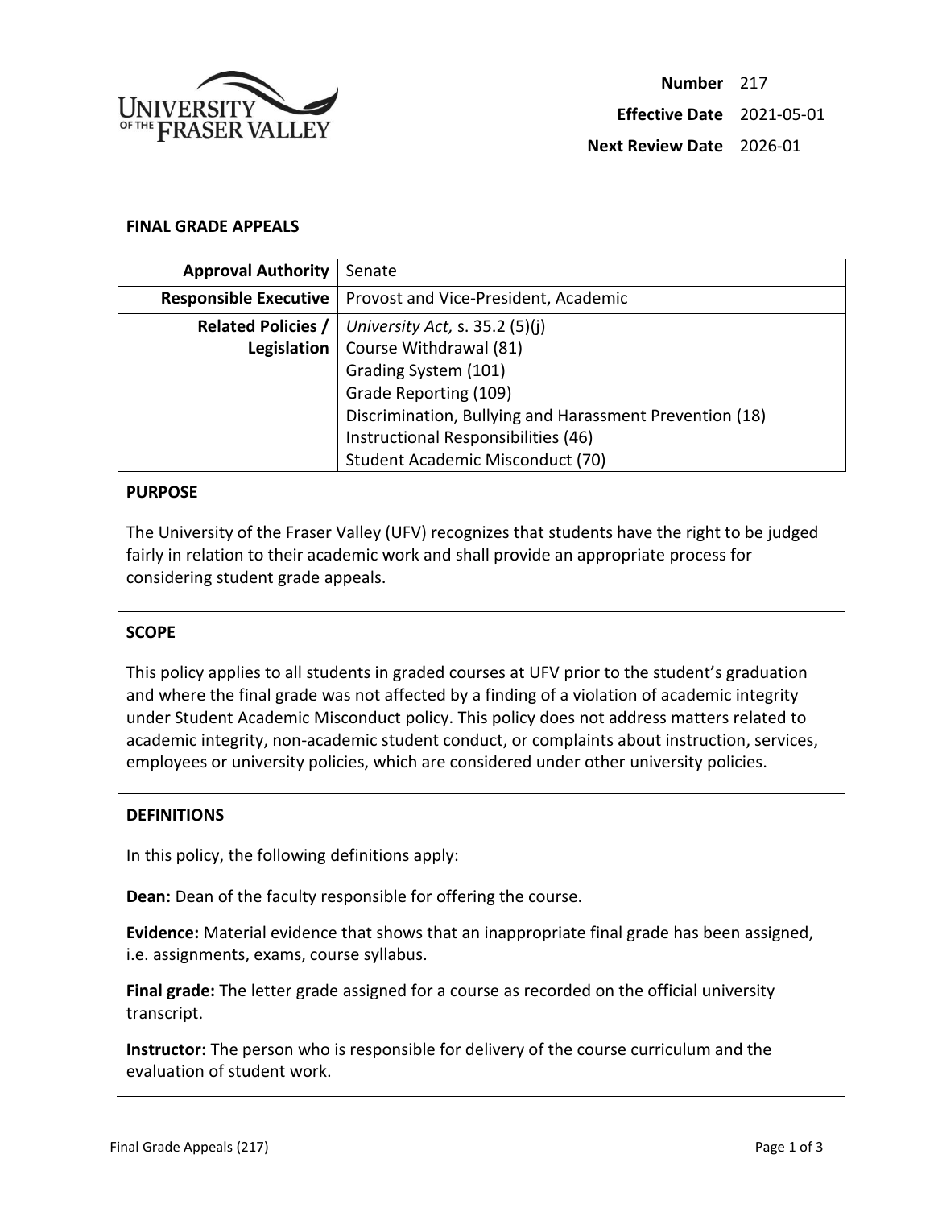| | |
|---|---|
| **Number** | 217 |
| **Effective Date** | 2021-05-01 |
| **Next Review Date** | 2026-01 |

## FINAL GRADE APPEALS

| | |
|---|---|
| **Approval Authority** | Senate |
| **Responsible Executive** | Provost and Vice-President, Academic |
| **Related Policies / Legislation** | *University Act,* s. 35.2 (5)(j)<br>Course Withdrawal (81)<br>Grading System (101)<br>Grade Reporting (109)<br>Discrimination, Bullying and Harassment Prevention (18)<br>Instructional Responsibilities (46)<br>Student Academic Misconduct (70) |

### PURPOSE

The University of the Fraser Valley (UFV) recognizes that students have the right to be judged fairly in relation to their academic work and shall provide an appropriate process for considering student grade appeals.

### SCOPE

This policy applies to all students in graded courses at UFV prior to the student's graduation and where the final grade was not affected by a finding of a violation of academic integrity under Student Academic Misconduct policy. This policy does not address matters related to academic integrity, non-academic student conduct, or complaints about instruction, services, employees or university policies, which are considered under other university policies.

### DEFINITIONS

In this policy, the following definitions apply:

**Dean:** Dean of the faculty responsible for offering the course.

**Evidence:** Material evidence that shows that an inappropriate final grade has been assigned, i.e. assignments, exams, course syllabus.

**Final grade:** The letter grade assigned for a course as recorded on the official university transcript.

**Instructor:** The person who is responsible for delivery of the course curriculum and the evaluation of student work.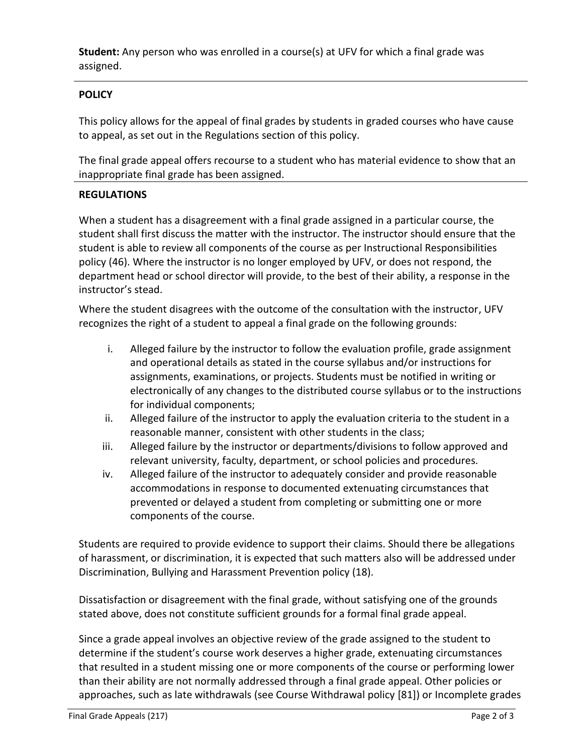**Student:** Any person who was enrolled in a course(s) at UFV for which a final grade was assigned.

## POLICY

This policy allows for the appeal of final grades by students in graded courses who have cause to appeal, as set out in the Regulations section of this policy.

The final grade appeal offers recourse to a student who has material evidence to show that an inappropriate final grade has been assigned.

## REGULATIONS

When a student has a disagreement with a final grade assigned in a particular course, the student shall first discuss the matter with the instructor. The instructor should ensure that the student is able to review all components of the course as per Instructional Responsibilities policy (46). Where the instructor is no longer employed by UFV, or does not respond, the department head or school director will provide, to the best of their ability, a response in the instructor's stead.

Where the student disagrees with the outcome of the consultation with the instructor, UFV recognizes the right of a student to appeal a final grade on the following grounds:

i. Alleged failure by the instructor to follow the evaluation profile, grade assignment and operational details as stated in the course syllabus and/or instructions for assignments, examinations, or projects. Students must be notified in writing or electronically of any changes to the distributed course syllabus or to the instructions for individual components;
ii. Alleged failure of the instructor to apply the evaluation criteria to the student in a reasonable manner, consistent with other students in the class;
iii. Alleged failure by the instructor or departments/divisions to follow approved and relevant university, faculty, department, or school policies and procedures.
iv. Alleged failure of the instructor to adequately consider and provide reasonable accommodations in response to documented extenuating circumstances that prevented or delayed a student from completing or submitting one or more components of the course.

Students are required to provide evidence to support their claims. Should there be allegations of harassment, or discrimination, it is expected that such matters also will be addressed under Discrimination, Bullying and Harassment Prevention policy (18).

Dissatisfaction or disagreement with the final grade, without satisfying one of the grounds stated above, does not constitute sufficient grounds for a formal final grade appeal.

Since a grade appeal involves an objective review of the grade assigned to the student to determine if the student's course work deserves a higher grade, extenuating circumstances that resulted in a student missing one or more components of the course or performing lower than their ability are not normally addressed through a final grade appeal. Other policies or approaches, such as late withdrawals (see Course Withdrawal policy [81]) or Incomplete grades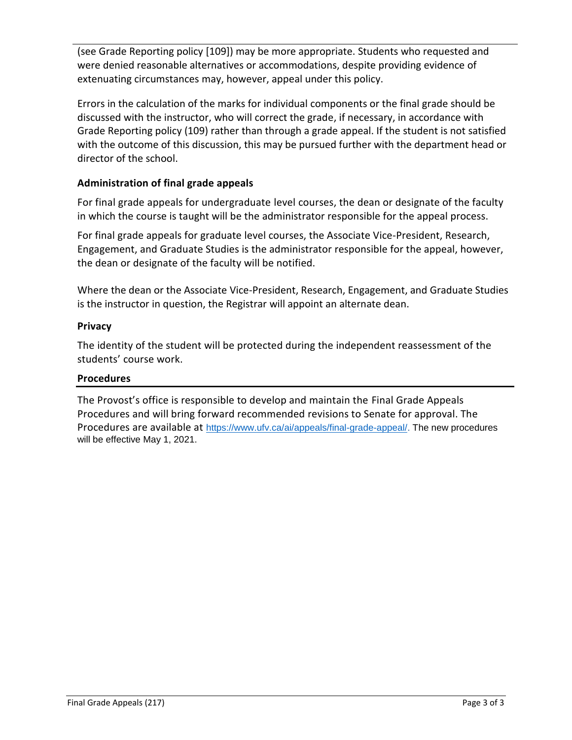(see Grade Reporting policy [109]) may be more appropriate. Students who requested and were denied reasonable alternatives or accommodations, despite providing evidence of extenuating circumstances may, however, appeal under this policy.

Errors in the calculation of the marks for individual components or the final grade should be discussed with the instructor, who will correct the grade, if necessary, in accordance with Grade Reporting policy (109) rather than through a grade appeal. If the student is not satisfied with the outcome of this discussion, this may be pursued further with the department head or director of the school.

### Administration of final grade appeals

For final grade appeals for undergraduate level courses, the dean or designate of the faculty in which the course is taught will be the administrator responsible for the appeal process.

For final grade appeals for graduate level courses, the Associate Vice-President, Research, Engagement, and Graduate Studies is the administrator responsible for the appeal, however, the dean or designate of the faculty will be notified.

Where the dean or the Associate Vice-President, Research, Engagement, and Graduate Studies is the instructor in question, the Registrar will appoint an alternate dean.

### Privacy

The identity of the student will be protected during the independent reassessment of the students' course work.

### Procedures

The Provost's office is responsible to develop and maintain the Final Grade Appeals Procedures and will bring forward recommended revisions to Senate for approval. The Procedures are available at https://www.ufv.ca/ai/appeals/final-grade-appeal/. The new procedures will be effective May 1, 2021.